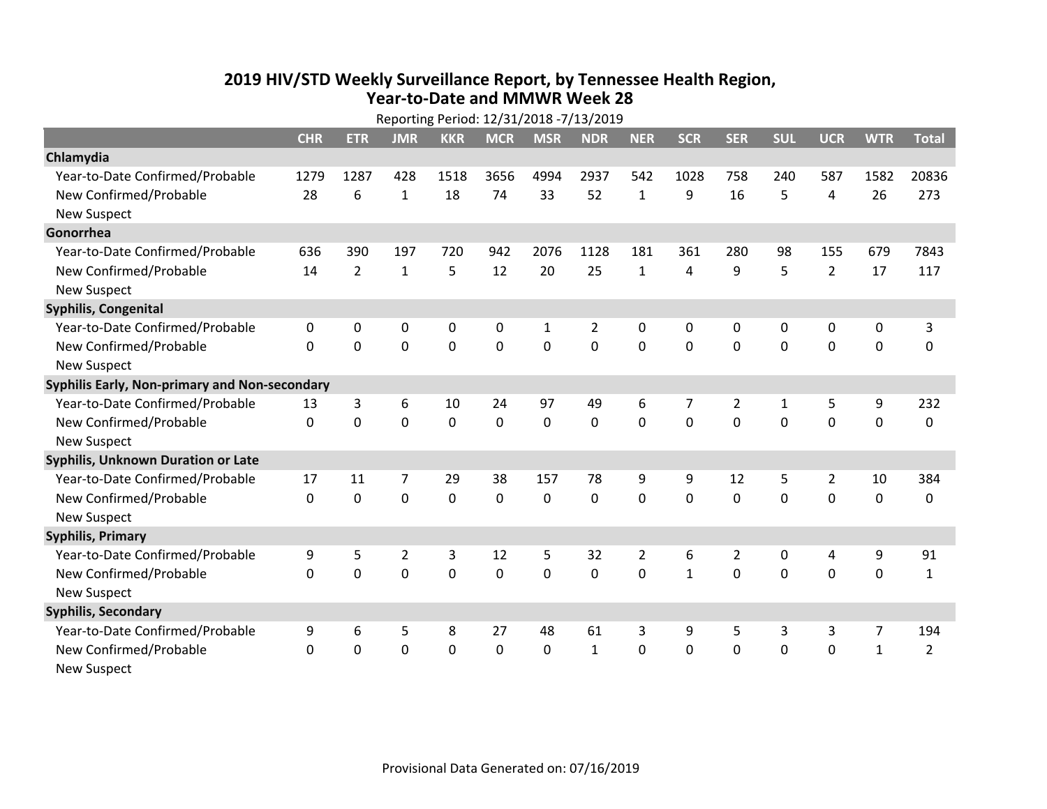# 2019 HIV/STD Weekly Surveillance Report, by Tennessee Health Region, Year-to-Date and MMWR Week 28

Reporting Period: 12/31/2018 -7/13/2019

| | CHR | ETR | JMR | KKR | MCR | MSR | NDR | NER | SCR | SER | SUL | UCR | WTR | Total |
|---|---|---|---|---|---|---|---|---|---|---|---|---|---|---|
| **Chlamydia** | | | | | | | | | | | | | | |
| Year-to-Date Confirmed/Probable | 1279 | 1287 | 428 | 1518 | 3656 | 4994 | 2937 | 542 | 1028 | 758 | 240 | 587 | 1582 | 20836 |
| New Confirmed/Probable | 28 | 6 | 1 | 18 | 74 | 33 | 52 | 1 | 9 | 16 | 5 | 4 | 26 | 273 |
| New Suspect | | | | | | | | | | | | | | |
| **Gonorrhea** | | | | | | | | | | | | | | |
| Year-to-Date Confirmed/Probable | 636 | 390 | 197 | 720 | 942 | 2076 | 1128 | 181 | 361 | 280 | 98 | 155 | 679 | 7843 |
| New Confirmed/Probable | 14 | 2 | 1 | 5 | 12 | 20 | 25 | 1 | 4 | 9 | 5 | 2 | 17 | 117 |
| New Suspect | | | | | | | | | | | | | | |
| **Syphilis, Congenital** | | | | | | | | | | | | | | |
| Year-to-Date Confirmed/Probable | 0 | 0 | 0 | 0 | 0 | 1 | 2 | 0 | 0 | 0 | 0 | 0 | 0 | 3 |
| New Confirmed/Probable | 0 | 0 | 0 | 0 | 0 | 0 | 0 | 0 | 0 | 0 | 0 | 0 | 0 | 0 |
| New Suspect | | | | | | | | | | | | | | |
| **Syphilis Early, Non-primary and Non-secondary** | | | | | | | | | | | | | | |
| Year-to-Date Confirmed/Probable | 13 | 3 | 6 | 10 | 24 | 97 | 49 | 6 | 7 | 2 | 1 | 5 | 9 | 232 |
| New Confirmed/Probable | 0 | 0 | 0 | 0 | 0 | 0 | 0 | 0 | 0 | 0 | 0 | 0 | 0 | 0 |
| New Suspect | | | | | | | | | | | | | | |
| **Syphilis, Unknown Duration or Late** | | | | | | | | | | | | | | |
| Year-to-Date Confirmed/Probable | 17 | 11 | 7 | 29 | 38 | 157 | 78 | 9 | 9 | 12 | 5 | 2 | 10 | 384 |
| New Confirmed/Probable | 0 | 0 | 0 | 0 | 0 | 0 | 0 | 0 | 0 | 0 | 0 | 0 | 0 | 0 |
| New Suspect | | | | | | | | | | | | | | |
| **Syphilis, Primary** | | | | | | | | | | | | | | |
| Year-to-Date Confirmed/Probable | 9 | 5 | 2 | 3 | 12 | 5 | 32 | 2 | 6 | 2 | 0 | 4 | 9 | 91 |
| New Confirmed/Probable | 0 | 0 | 0 | 0 | 0 | 0 | 0 | 0 | 1 | 0 | 0 | 0 | 0 | 1 |
| New Suspect | | | | | | | | | | | | | | |
| **Syphilis, Secondary** | | | | | | | | | | | | | | |
| Year-to-Date Confirmed/Probable | 9 | 6 | 5 | 8 | 27 | 48 | 61 | 3 | 9 | 5 | 3 | 3 | 7 | 194 |
| New Confirmed/Probable | 0 | 0 | 0 | 0 | 0 | 0 | 1 | 0 | 0 | 0 | 0 | 0 | 1 | 2 |
| New Suspect | | | | | | | | | | | | | | |

Provisional Data Generated on: 07/16/2019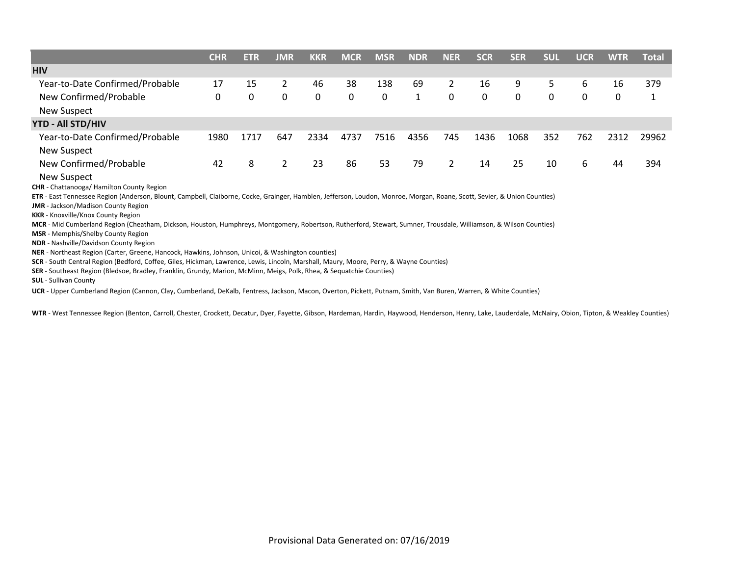| | CHR | ETR | JMR | KKR | MCR | MSR | NDR | NER | SCR | SER | SUL | UCR | WTR | Total |
|---|---|---|---|---|---|---|---|---|---|---|---|---|---|---|
| **HIV** | | | | | | | | | | | | | | |
| Year-to-Date Confirmed/Probable | 17 | 15 | 2 | 46 | 38 | 138 | 69 | 2 | 16 | 9 | 5 | 6 | 16 | 379 |
| New Confirmed/Probable | 0 | 0 | 0 | 0 | 0 | 0 | 1 | 0 | 0 | 0 | 0 | 0 | 0 | 1 |
| New Suspect | | | | | | | | | | | | | | |
| **YTD - All STD/HIV** | | | | | | | | | | | | | | |
| Year-to-Date Confirmed/Probable | 1980 | 1717 | 647 | 2334 | 4737 | 7516 | 4356 | 745 | 1436 | 1068 | 352 | 762 | 2312 | 29962 |
| New Suspect | | | | | | | | | | | | | | |
| New Confirmed/Probable | 42 | 8 | 2 | 23 | 86 | 53 | 79 | 2 | 14 | 25 | 10 | 6 | 44 | 394 |
| New Suspect | | | | | | | | | | | | | | |

**CHR** - Chattanooga/ Hamilton County Region

**ETR** - East Tennessee Region (Anderson, Blount, Campbell, Claiborne, Cocke, Grainger, Hamblen, Jefferson, Loudon, Monroe, Morgan, Roane, Scott, Sevier, & Union Counties)

**JMR** - Jackson/Madison County Region

**KKR** - Knoxville/Knox County Region

**MCR** - Mid Cumberland Region (Cheatham, Dickson, Houston, Humphreys, Montgomery, Robertson, Rutherford, Stewart, Sumner, Trousdale, Williamson, & Wilson Counties)

**MSR** - Memphis/Shelby County Region

**NDR** - Nashville/Davidson County Region

**NER** - Northeast Region (Carter, Greene, Hancock, Hawkins, Johnson, Unicoi, & Washington counties)

**SCR** - South Central Region (Bedford, Coffee, Giles, Hickman, Lawrence, Lewis, Lincoln, Marshall, Maury, Moore, Perry, & Wayne Counties)

**SER** - Southeast Region (Bledsoe, Bradley, Franklin, Grundy, Marion, McMinn, Meigs, Polk, Rhea, & Sequatchie Counties)

**SUL** - Sullivan County

**UCR** - Upper Cumberland Region (Cannon, Clay, Cumberland, DeKalb, Fentress, Jackson, Macon, Overton, Pickett, Putnam, Smith, Van Buren, Warren, & White Counties)

**WTR** - West Tennessee Region (Benton, Carroll, Chester, Crockett, Decatur, Dyer, Fayette, Gibson, Hardeman, Hardin, Haywood, Henderson, Henry, Lake, Lauderdale, McNairy, Obion, Tipton, & Weakley Counties)

Provisional Data Generated on: 07/16/2019